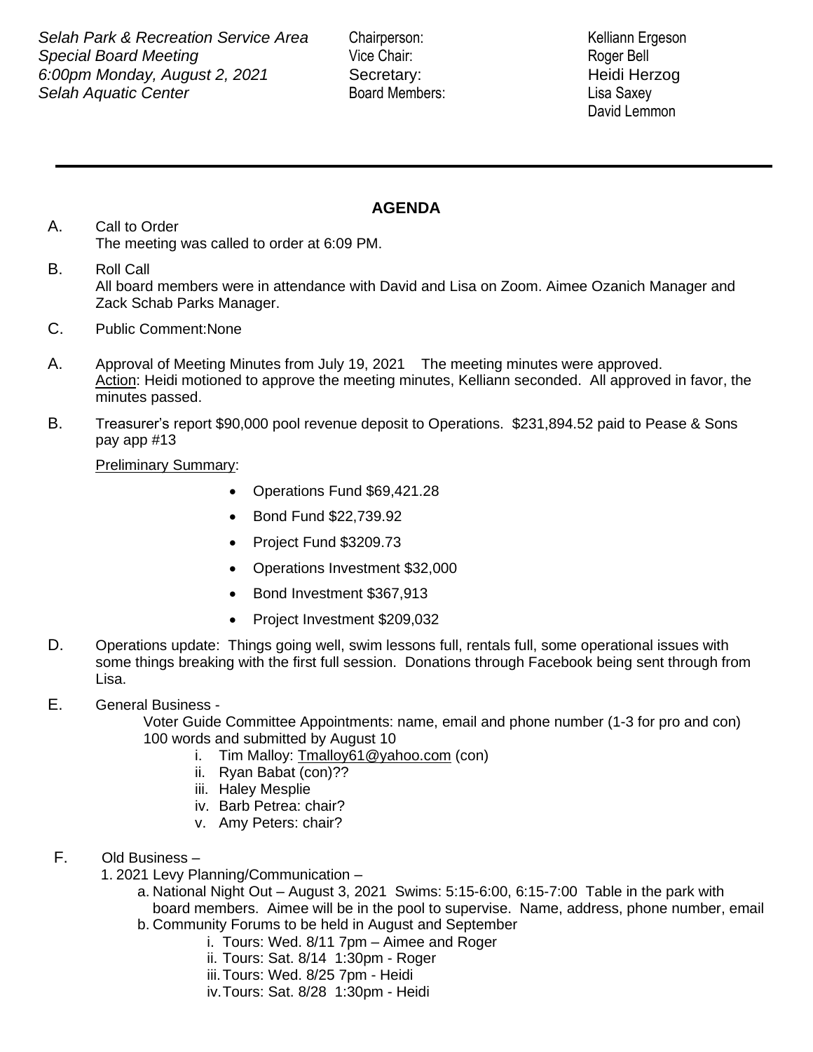*Selah Park & Recreation Service Area*
*Special Board Meeting*
*6:00pm Monday, August 2, 2021*
*Selah Aquatic Center*

Chairperson: Kelliann Ergeson
Vice Chair: Roger Bell
Secretary: Heidi Herzog
Board Members: Lisa Saxey
David Lemmon

---

**AGENDA**

A. Call to Order
The meeting was called to order at 6:09 PM.

B. Roll Call
All board members were in attendance with David and Lisa on Zoom. Aimee Ozanich Manager and Zack Schab Parks Manager.

C. Public Comment:None

A. Approval of Meeting Minutes from July 19, 2021 The meeting minutes were approved.
Action: Heidi motioned to approve the meeting minutes, Kelliann seconded. All approved in favor, the minutes passed.

B. Treasurer's report $90,000 pool revenue deposit to Operations. $231,894.52 paid to Pease & Sons pay app #13

Preliminary Summary:

- Operations Fund $69,421.28
- Bond Fund $22,739.92
- Project Fund $3209.73
- Operations Investment $32,000
- Bond Investment $367,913
- Project Investment $209,032

D. Operations update: Things going well, swim lessons full, rentals full, some operational issues with some things breaking with the first full session. Donations through Facebook being sent through from Lisa.

E. General Business -
Voter Guide Committee Appointments: name, email and phone number (1-3 for pro and con) 100 words and submitted by August 10
   i. Tim Malloy: Tmalloy61@yahoo.com (con)
   ii. Ryan Babat (con)??
   iii. Haley Mesplie
   iv. Barb Petrea: chair?
   v. Amy Peters: chair?

F. Old Business –
1. 2021 Levy Planning/Communication –
   a. National Night Out – August 3, 2021 Swims: 5:15-6:00, 6:15-7:00 Table in the park with board members. Aimee will be in the pool to supervise. Name, address, phone number, email
   b. Community Forums to be held in August and September
      i. Tours: Wed. 8/11 7pm – Aimee and Roger
      ii. Tours: Sat. 8/14 1:30pm - Roger
      iii. Tours: Wed. 8/25 7pm - Heidi
      iv. Tours: Sat. 8/28 1:30pm - Heidi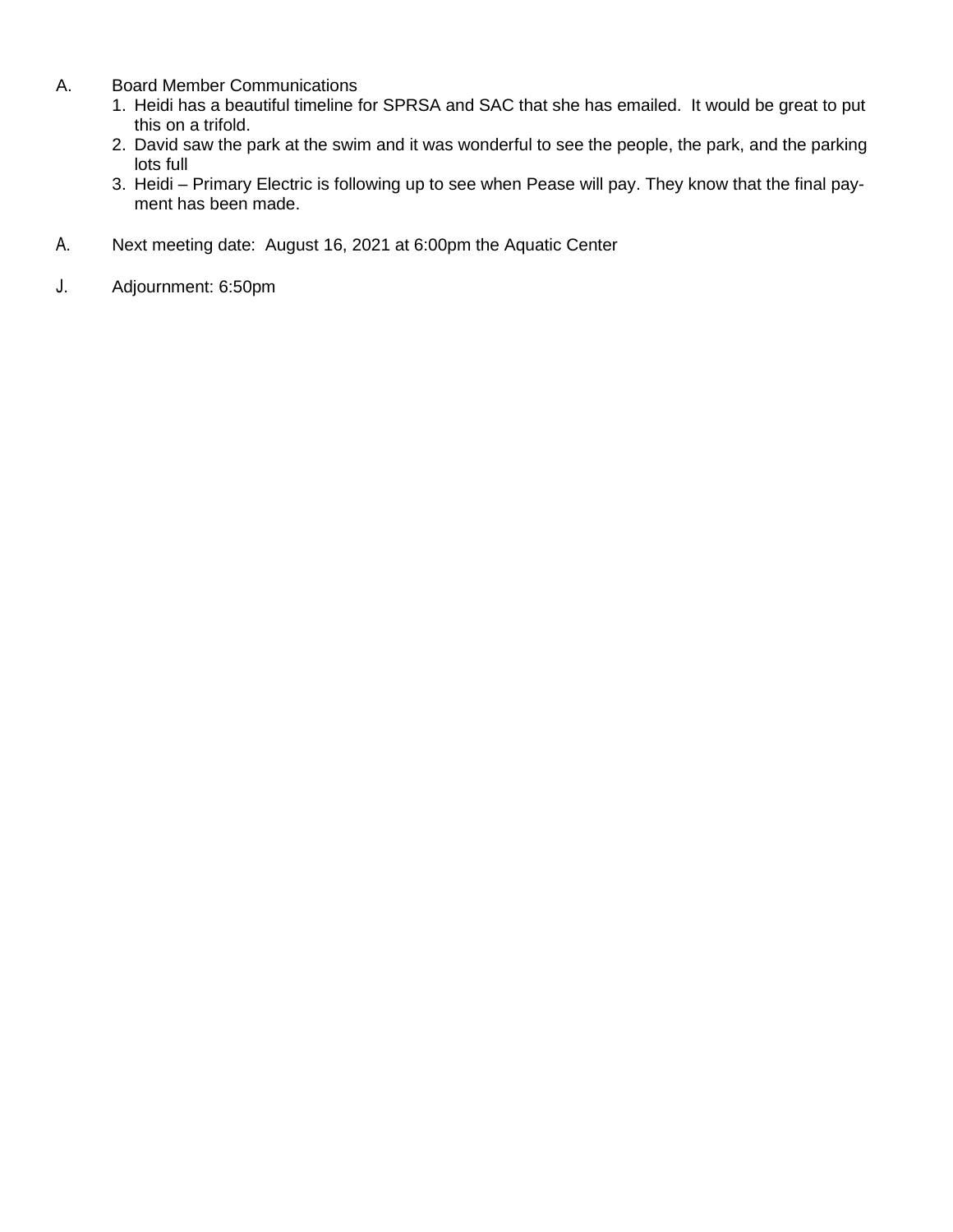A. Board Member Communications

1. Heidi has a beautiful timeline for SPRSA and SAC that she has emailed. It would be great to put this on a trifold.
2. David saw the park at the swim and it was wonderful to see the people, the park, and the parking lots full
3. Heidi – Primary Electric is following up to see when Pease will pay. They know that the final payment has been made.

A. Next meeting date: August 16, 2021 at 6:00pm the Aquatic Center

J. Adjournment: 6:50pm